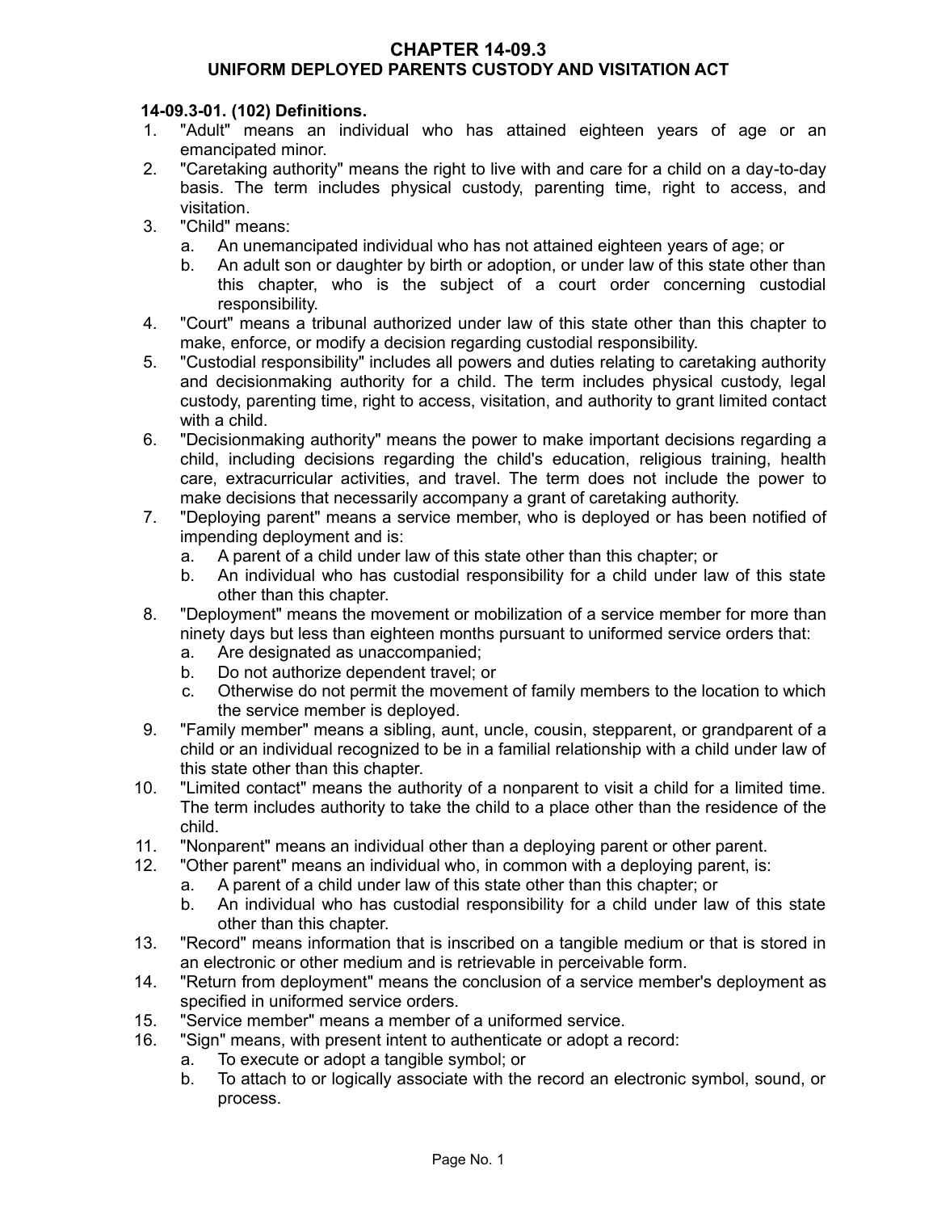# CHAPTER 14-09.3
# UNIFORM DEPLOYED PARENTS CUSTODY AND VISITATION ACT

**14-09.3-01. (102) Definitions.**

1. "Adult" means an individual who has attained eighteen years of age or an emancipated minor.
2. "Caretaking authority" means the right to live with and care for a child on a day-to-day basis. The term includes physical custody, parenting time, right to access, and visitation.
3. "Child" means:
   a. An unemancipated individual who has not attained eighteen years of age; or
   b. An adult son or daughter by birth or adoption, or under law of this state other than this chapter, who is the subject of a court order concerning custodial responsibility.
4. "Court" means a tribunal authorized under law of this state other than this chapter to make, enforce, or modify a decision regarding custodial responsibility.
5. "Custodial responsibility" includes all powers and duties relating to caretaking authority and decisionmaking authority for a child. The term includes physical custody, legal custody, parenting time, right to access, visitation, and authority to grant limited contact with a child.
6. "Decisionmaking authority" means the power to make important decisions regarding a child, including decisions regarding the child's education, religious training, health care, extracurricular activities, and travel. The term does not include the power to make decisions that necessarily accompany a grant of caretaking authority.
7. "Deploying parent" means a service member, who is deployed or has been notified of impending deployment and is:
   a. A parent of a child under law of this state other than this chapter; or
   b. An individual who has custodial responsibility for a child under law of this state other than this chapter.
8. "Deployment" means the movement or mobilization of a service member for more than ninety days but less than eighteen months pursuant to uniformed service orders that:
   a. Are designated as unaccompanied;
   b. Do not authorize dependent travel; or
   c. Otherwise do not permit the movement of family members to the location to which the service member is deployed.
9. "Family member" means a sibling, aunt, uncle, cousin, stepparent, or grandparent of a child or an individual recognized to be in a familial relationship with a child under law of this state other than this chapter.
10. "Limited contact" means the authority of a nonparent to visit a child for a limited time. The term includes authority to take the child to a place other than the residence of the child.
11. "Nonparent" means an individual other than a deploying parent or other parent.
12. "Other parent" means an individual who, in common with a deploying parent, is:
    a. A parent of a child under law of this state other than this chapter; or
    b. An individual who has custodial responsibility for a child under law of this state other than this chapter.
13. "Record" means information that is inscribed on a tangible medium or that is stored in an electronic or other medium and is retrievable in perceivable form.
14. "Return from deployment" means the conclusion of a service member's deployment as specified in uniformed service orders.
15. "Service member" means a member of a uniformed service.
16. "Sign" means, with present intent to authenticate or adopt a record:
    a. To execute or adopt a tangible symbol; or
    b. To attach to or logically associate with the record an electronic symbol, sound, or process.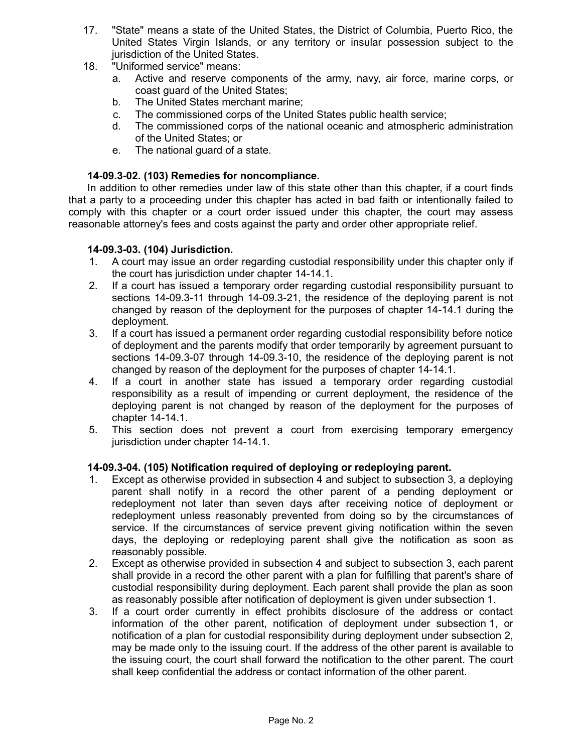17. "State" means a state of the United States, the District of Columbia, Puerto Rico, the United States Virgin Islands, or any territory or insular possession subject to the jurisdiction of the United States.
18. "Uniformed service" means:
    a. Active and reserve components of the army, navy, air force, marine corps, or coast guard of the United States;
    b. The United States merchant marine;
    c. The commissioned corps of the United States public health service;
    d. The commissioned corps of the national oceanic and atmospheric administration of the United States; or
    e. The national guard of a state.

**14-09.3-02. (103) Remedies for noncompliance.**

In addition to other remedies under law of this state other than this chapter, if a court finds that a party to a proceeding under this chapter has acted in bad faith or intentionally failed to comply with this chapter or a court order issued under this chapter, the court may assess reasonable attorney's fees and costs against the party and order other appropriate relief.

**14-09.3-03. (104) Jurisdiction.**

1. A court may issue an order regarding custodial responsibility under this chapter only if the court has jurisdiction under chapter 14-14.1.
2. If a court has issued a temporary order regarding custodial responsibility pursuant to sections 14-09.3-11 through 14-09.3-21, the residence of the deploying parent is not changed by reason of the deployment for the purposes of chapter 14-14.1 during the deployment.
3. If a court has issued a permanent order regarding custodial responsibility before notice of deployment and the parents modify that order temporarily by agreement pursuant to sections 14-09.3-07 through 14-09.3-10, the residence of the deploying parent is not changed by reason of the deployment for the purposes of chapter 14-14.1.
4. If a court in another state has issued a temporary order regarding custodial responsibility as a result of impending or current deployment, the residence of the deploying parent is not changed by reason of the deployment for the purposes of chapter 14-14.1.
5. This section does not prevent a court from exercising temporary emergency jurisdiction under chapter 14-14.1.

**14-09.3-04. (105) Notification required of deploying or redeploying parent.**

1. Except as otherwise provided in subsection 4 and subject to subsection 3, a deploying parent shall notify in a record the other parent of a pending deployment or redeployment not later than seven days after receiving notice of deployment or redeployment unless reasonably prevented from doing so by the circumstances of service. If the circumstances of service prevent giving notification within the seven days, the deploying or redeploying parent shall give the notification as soon as reasonably possible.
2. Except as otherwise provided in subsection 4 and subject to subsection 3, each parent shall provide in a record the other parent with a plan for fulfilling that parent's share of custodial responsibility during deployment. Each parent shall provide the plan as soon as reasonably possible after notification of deployment is given under subsection 1.
3. If a court order currently in effect prohibits disclosure of the address or contact information of the other parent, notification of deployment under subsection 1, or notification of a plan for custodial responsibility during deployment under subsection 2, may be made only to the issuing court. If the address of the other parent is available to the issuing court, the court shall forward the notification to the other parent. The court shall keep confidential the address or contact information of the other parent.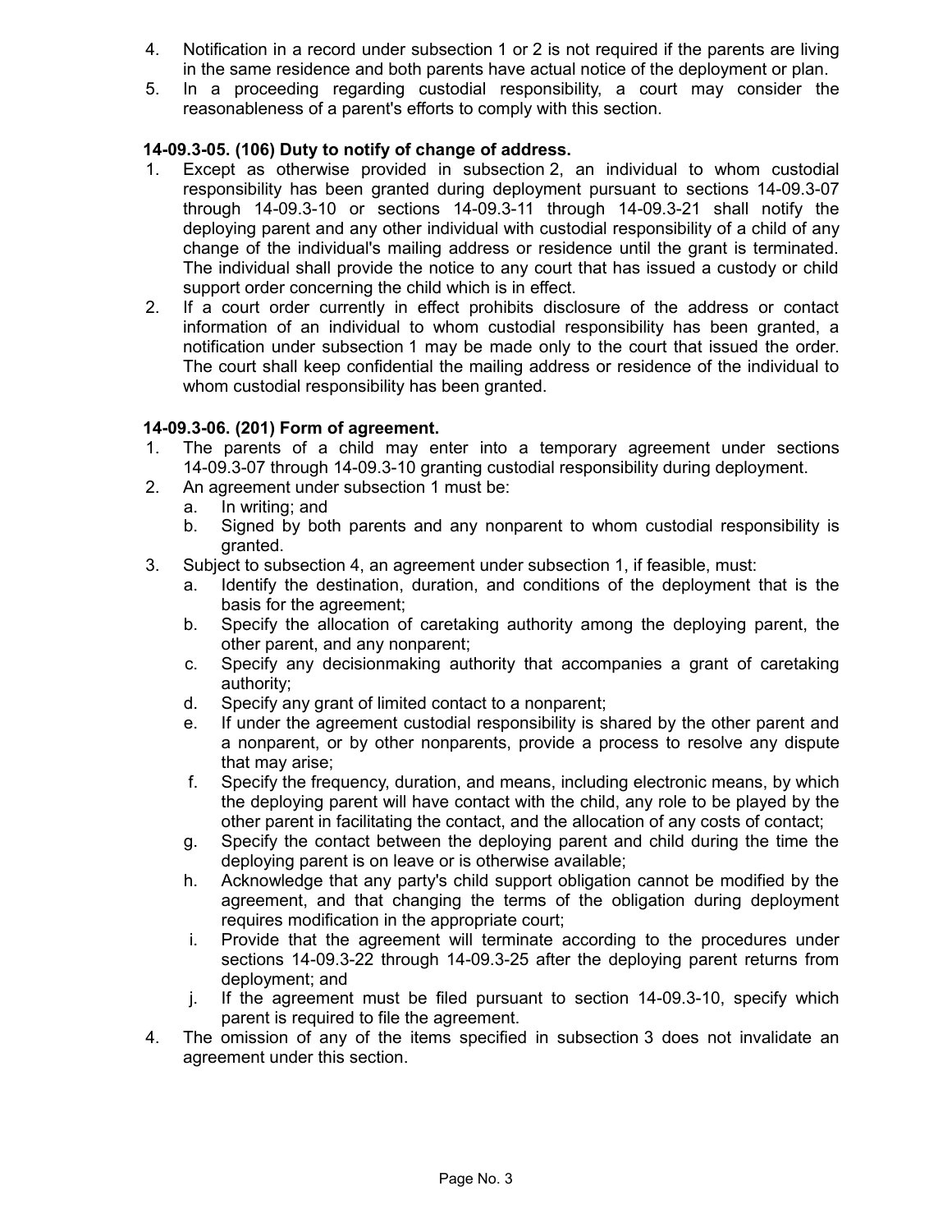4. Notification in a record under subsection 1 or 2 is not required if the parents are living in the same residence and both parents have actual notice of the deployment or plan.
5. In a proceeding regarding custodial responsibility, a court may consider the reasonableness of a parent's efforts to comply with this section.

**14-09.3-05. (106) Duty to notify of change of address.**

1. Except as otherwise provided in subsection 2, an individual to whom custodial responsibility has been granted during deployment pursuant to sections 14-09.3-07 through 14-09.3-10 or sections 14-09.3-11 through 14-09.3-21 shall notify the deploying parent and any other individual with custodial responsibility of a child of any change of the individual's mailing address or residence until the grant is terminated. The individual shall provide the notice to any court that has issued a custody or child support order concerning the child which is in effect.
2. If a court order currently in effect prohibits disclosure of the address or contact information of an individual to whom custodial responsibility has been granted, a notification under subsection 1 may be made only to the court that issued the order. The court shall keep confidential the mailing address or residence of the individual to whom custodial responsibility has been granted.

**14-09.3-06. (201) Form of agreement.**

1. The parents of a child may enter into a temporary agreement under sections 14-09.3-07 through 14-09.3-10 granting custodial responsibility during deployment.
2. An agreement under subsection 1 must be:
   a. In writing; and
   b. Signed by both parents and any nonparent to whom custodial responsibility is granted.
3. Subject to subsection 4, an agreement under subsection 1, if feasible, must:
   a. Identify the destination, duration, and conditions of the deployment that is the basis for the agreement;
   b. Specify the allocation of caretaking authority among the deploying parent, the other parent, and any nonparent;
   c. Specify any decisionmaking authority that accompanies a grant of caretaking authority;
   d. Specify any grant of limited contact to a nonparent;
   e. If under the agreement custodial responsibility is shared by the other parent and a nonparent, or by other nonparents, provide a process to resolve any dispute that may arise;
   f. Specify the frequency, duration, and means, including electronic means, by which the deploying parent will have contact with the child, any role to be played by the other parent in facilitating the contact, and the allocation of any costs of contact;
   g. Specify the contact between the deploying parent and child during the time the deploying parent is on leave or is otherwise available;
   h. Acknowledge that any party's child support obligation cannot be modified by the agreement, and that changing the terms of the obligation during deployment requires modification in the appropriate court;
   i. Provide that the agreement will terminate according to the procedures under sections 14-09.3-22 through 14-09.3-25 after the deploying parent returns from deployment; and
   j. If the agreement must be filed pursuant to section 14-09.3-10, specify which parent is required to file the agreement.
4. The omission of any of the items specified in subsection 3 does not invalidate an agreement under this section.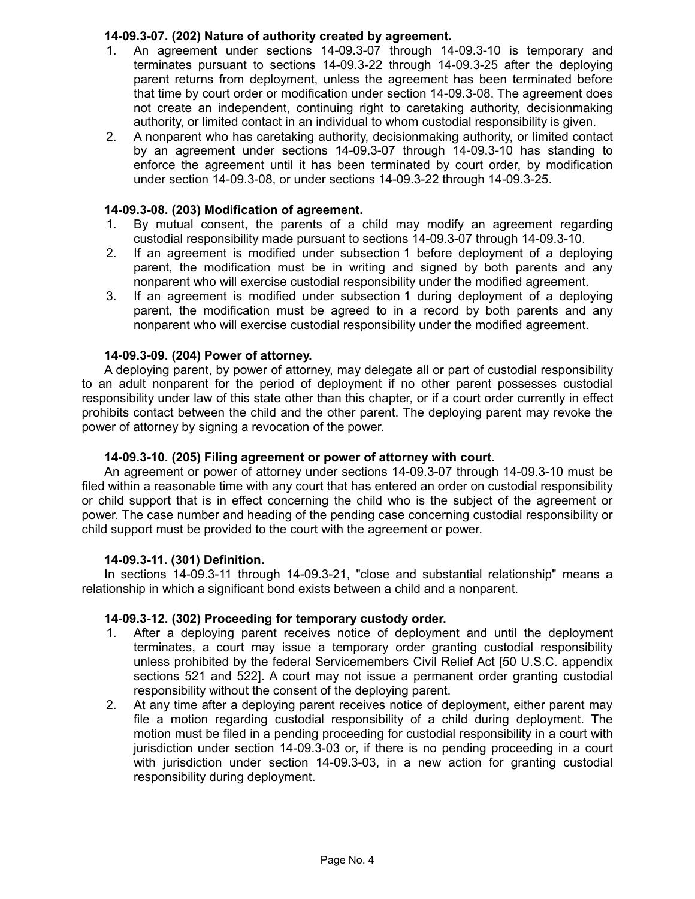**14-09.3-07. (202) Nature of authority created by agreement.**

1. An agreement under sections 14-09.3-07 through 14-09.3-10 is temporary and terminates pursuant to sections 14-09.3-22 through 14-09.3-25 after the deploying parent returns from deployment, unless the agreement has been terminated before that time by court order or modification under section 14-09.3-08. The agreement does not create an independent, continuing right to caretaking authority, decisionmaking authority, or limited contact in an individual to whom custodial responsibility is given.
2. A nonparent who has caretaking authority, decisionmaking authority, or limited contact by an agreement under sections 14-09.3-07 through 14-09.3-10 has standing to enforce the agreement until it has been terminated by court order, by modification under section 14-09.3-08, or under sections 14-09.3-22 through 14-09.3-25.

**14-09.3-08. (203) Modification of agreement.**

1. By mutual consent, the parents of a child may modify an agreement regarding custodial responsibility made pursuant to sections 14-09.3-07 through 14-09.3-10.
2. If an agreement is modified under subsection 1 before deployment of a deploying parent, the modification must be in writing and signed by both parents and any nonparent who will exercise custodial responsibility under the modified agreement.
3. If an agreement is modified under subsection 1 during deployment of a deploying parent, the modification must be agreed to in a record by both parents and any nonparent who will exercise custodial responsibility under the modified agreement.

**14-09.3-09. (204) Power of attorney.**

A deploying parent, by power of attorney, may delegate all or part of custodial responsibility to an adult nonparent for the period of deployment if no other parent possesses custodial responsibility under law of this state other than this chapter, or if a court order currently in effect prohibits contact between the child and the other parent. The deploying parent may revoke the power of attorney by signing a revocation of the power.

**14-09.3-10. (205) Filing agreement or power of attorney with court.**

An agreement or power of attorney under sections 14-09.3-07 through 14-09.3-10 must be filed within a reasonable time with any court that has entered an order on custodial responsibility or child support that is in effect concerning the child who is the subject of the agreement or power. The case number and heading of the pending case concerning custodial responsibility or child support must be provided to the court with the agreement or power.

**14-09.3-11. (301) Definition.**

In sections 14-09.3-11 through 14-09.3-21, "close and substantial relationship" means a relationship in which a significant bond exists between a child and a nonparent.

**14-09.3-12. (302) Proceeding for temporary custody order.**

1. After a deploying parent receives notice of deployment and until the deployment terminates, a court may issue a temporary order granting custodial responsibility unless prohibited by the federal Servicemembers Civil Relief Act [50 U.S.C. appendix sections 521 and 522]. A court may not issue a permanent order granting custodial responsibility without the consent of the deploying parent.
2. At any time after a deploying parent receives notice of deployment, either parent may file a motion regarding custodial responsibility of a child during deployment. The motion must be filed in a pending proceeding for custodial responsibility in a court with jurisdiction under section 14-09.3-03 or, if there is no pending proceeding in a court with jurisdiction under section 14-09.3-03, in a new action for granting custodial responsibility during deployment.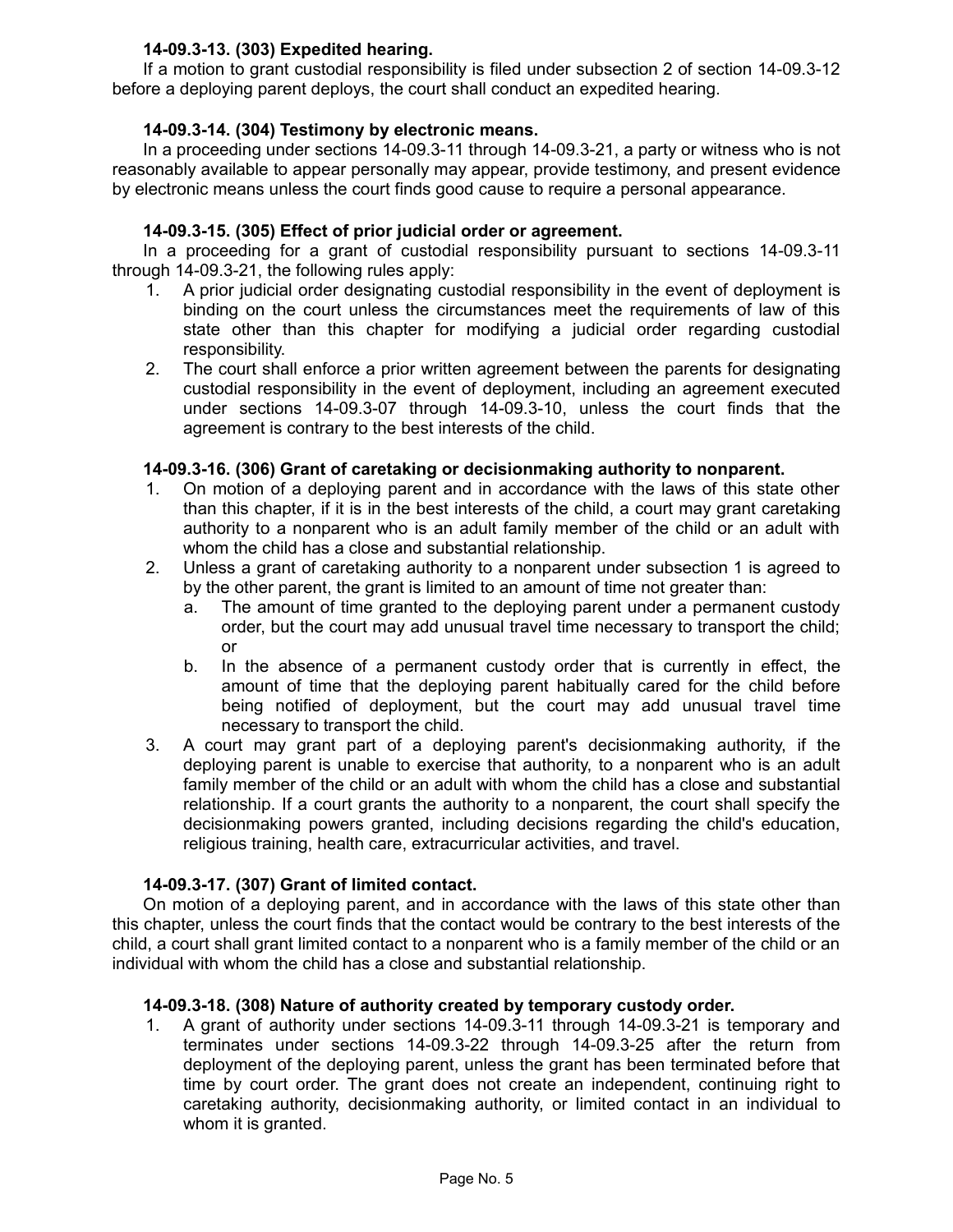**14-09.3-13. (303) Expedited hearing.**

If a motion to grant custodial responsibility is filed under subsection 2 of section 14-09.3-12 before a deploying parent deploys, the court shall conduct an expedited hearing.

**14-09.3-14. (304) Testimony by electronic means.**

In a proceeding under sections 14-09.3-11 through 14-09.3-21, a party or witness who is not reasonably available to appear personally may appear, provide testimony, and present evidence by electronic means unless the court finds good cause to require a personal appearance.

**14-09.3-15. (305) Effect of prior judicial order or agreement.**

In a proceeding for a grant of custodial responsibility pursuant to sections 14-09.3-11 through 14-09.3-21, the following rules apply:

1. A prior judicial order designating custodial responsibility in the event of deployment is binding on the court unless the circumstances meet the requirements of law of this state other than this chapter for modifying a judicial order regarding custodial responsibility.
2. The court shall enforce a prior written agreement between the parents for designating custodial responsibility in the event of deployment, including an agreement executed under sections 14-09.3-07 through 14-09.3-10, unless the court finds that the agreement is contrary to the best interests of the child.

**14-09.3-16. (306) Grant of caretaking or decisionmaking authority to nonparent.**

1. On motion of a deploying parent and in accordance with the laws of this state other than this chapter, if it is in the best interests of the child, a court may grant caretaking authority to a nonparent who is an adult family member of the child or an adult with whom the child has a close and substantial relationship.
2. Unless a grant of caretaking authority to a nonparent under subsection 1 is agreed to by the other parent, the grant is limited to an amount of time not greater than:
   a. The amount of time granted to the deploying parent under a permanent custody order, but the court may add unusual travel time necessary to transport the child; or
   b. In the absence of a permanent custody order that is currently in effect, the amount of time that the deploying parent habitually cared for the child before being notified of deployment, but the court may add unusual travel time necessary to transport the child.
3. A court may grant part of a deploying parent's decisionmaking authority, if the deploying parent is unable to exercise that authority, to a nonparent who is an adult family member of the child or an adult with whom the child has a close and substantial relationship. If a court grants the authority to a nonparent, the court shall specify the decisionmaking powers granted, including decisions regarding the child's education, religious training, health care, extracurricular activities, and travel.

**14-09.3-17. (307) Grant of limited contact.**

On motion of a deploying parent, and in accordance with the laws of this state other than this chapter, unless the court finds that the contact would be contrary to the best interests of the child, a court shall grant limited contact to a nonparent who is a family member of the child or an individual with whom the child has a close and substantial relationship.

**14-09.3-18. (308) Nature of authority created by temporary custody order.**

1. A grant of authority under sections 14-09.3-11 through 14-09.3-21 is temporary and terminates under sections 14-09.3-22 through 14-09.3-25 after the return from deployment of the deploying parent, unless the grant has been terminated before that time by court order. The grant does not create an independent, continuing right to caretaking authority, decisionmaking authority, or limited contact in an individual to whom it is granted.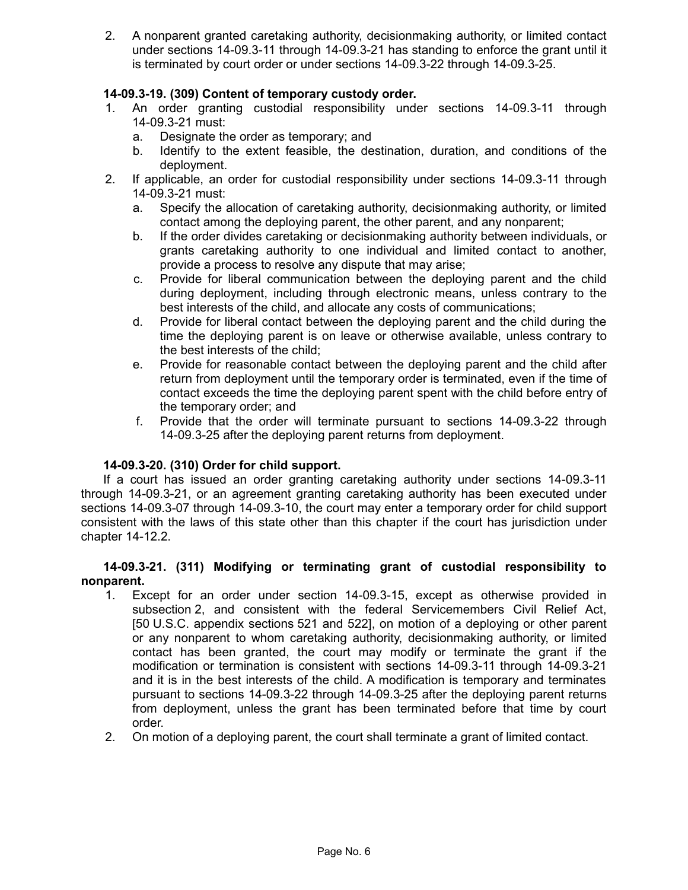2. A nonparent granted caretaking authority, decisionmaking authority, or limited contact under sections 14-09.3-11 through 14-09.3-21 has standing to enforce the grant until it is terminated by court order or under sections 14-09.3-22 through 14-09.3-25.

**14-09.3-19. (309) Content of temporary custody order.**

1. An order granting custodial responsibility under sections 14-09.3-11 through 14-09.3-21 must:
   a. Designate the order as temporary; and
   b. Identify to the extent feasible, the destination, duration, and conditions of the deployment.
2. If applicable, an order for custodial responsibility under sections 14-09.3-11 through 14-09.3-21 must:
   a. Specify the allocation of caretaking authority, decisionmaking authority, or limited contact among the deploying parent, the other parent, and any nonparent;
   b. If the order divides caretaking or decisionmaking authority between individuals, or grants caretaking authority to one individual and limited contact to another, provide a process to resolve any dispute that may arise;
   c. Provide for liberal communication between the deploying parent and the child during deployment, including through electronic means, unless contrary to the best interests of the child, and allocate any costs of communications;
   d. Provide for liberal contact between the deploying parent and the child during the time the deploying parent is on leave or otherwise available, unless contrary to the best interests of the child;
   e. Provide for reasonable contact between the deploying parent and the child after return from deployment until the temporary order is terminated, even if the time of contact exceeds the time the deploying parent spent with the child before entry of the temporary order; and
   f. Provide that the order will terminate pursuant to sections 14-09.3-22 through 14-09.3-25 after the deploying parent returns from deployment.

**14-09.3-20. (310) Order for child support.**

If a court has issued an order granting caretaking authority under sections 14-09.3-11 through 14-09.3-21, or an agreement granting caretaking authority has been executed under sections 14-09.3-07 through 14-09.3-10, the court may enter a temporary order for child support consistent with the laws of this state other than this chapter if the court has jurisdiction under chapter 14-12.2.

**14-09.3-21. (311) Modifying or terminating grant of custodial responsibility to nonparent.**

1. Except for an order under section 14-09.3-15, except as otherwise provided in subsection 2, and consistent with the federal Servicemembers Civil Relief Act, [50 U.S.C. appendix sections 521 and 522], on motion of a deploying or other parent or any nonparent to whom caretaking authority, decisionmaking authority, or limited contact has been granted, the court may modify or terminate the grant if the modification or termination is consistent with sections 14-09.3-11 through 14-09.3-21 and it is in the best interests of the child. A modification is temporary and terminates pursuant to sections 14-09.3-22 through 14-09.3-25 after the deploying parent returns from deployment, unless the grant has been terminated before that time by court order.
2. On motion of a deploying parent, the court shall terminate a grant of limited contact.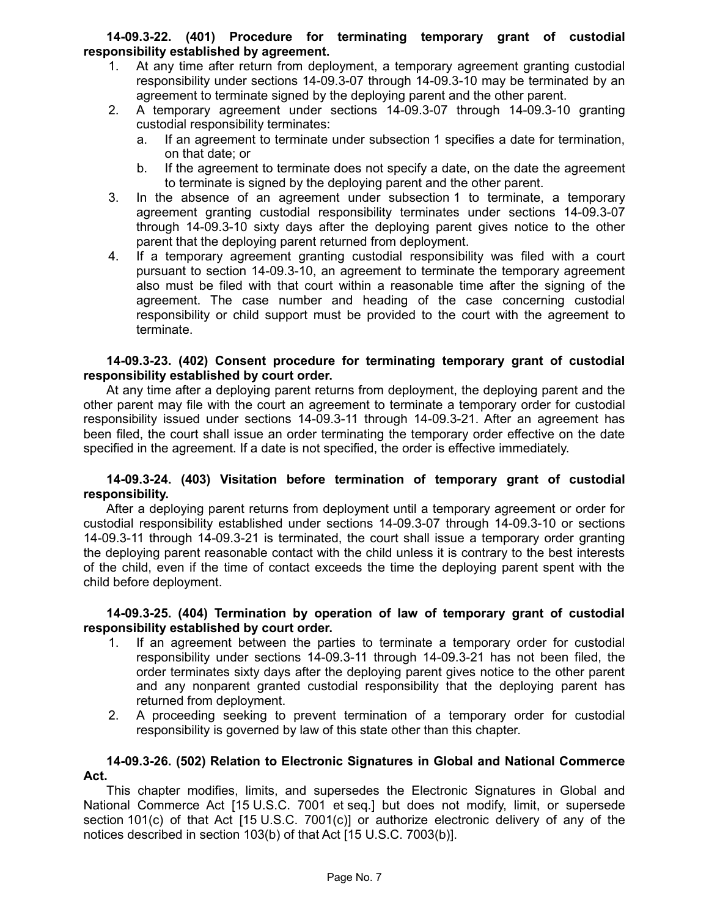**14-09.3-22. (401) Procedure for terminating temporary grant of custodial responsibility established by agreement.**

1. At any time after return from deployment, a temporary agreement granting custodial responsibility under sections 14-09.3-07 through 14-09.3-10 may be terminated by an agreement to terminate signed by the deploying parent and the other parent.
2. A temporary agreement under sections 14-09.3-07 through 14-09.3-10 granting custodial responsibility terminates:
   a. If an agreement to terminate under subsection 1 specifies a date for termination, on that date; or
   b. If the agreement to terminate does not specify a date, on the date the agreement to terminate is signed by the deploying parent and the other parent.
3. In the absence of an agreement under subsection 1 to terminate, a temporary agreement granting custodial responsibility terminates under sections 14-09.3-07 through 14-09.3-10 sixty days after the deploying parent gives notice to the other parent that the deploying parent returned from deployment.
4. If a temporary agreement granting custodial responsibility was filed with a court pursuant to section 14-09.3-10, an agreement to terminate the temporary agreement also must be filed with that court within a reasonable time after the signing of the agreement. The case number and heading of the case concerning custodial responsibility or child support must be provided to the court with the agreement to terminate.

**14-09.3-23. (402) Consent procedure for terminating temporary grant of custodial responsibility established by court order.**

At any time after a deploying parent returns from deployment, the deploying parent and the other parent may file with the court an agreement to terminate a temporary order for custodial responsibility issued under sections 14-09.3-11 through 14-09.3-21. After an agreement has been filed, the court shall issue an order terminating the temporary order effective on the date specified in the agreement. If a date is not specified, the order is effective immediately.

**14-09.3-24. (403) Visitation before termination of temporary grant of custodial responsibility.**

After a deploying parent returns from deployment until a temporary agreement or order for custodial responsibility established under sections 14-09.3-07 through 14-09.3-10 or sections 14-09.3-11 through 14-09.3-21 is terminated, the court shall issue a temporary order granting the deploying parent reasonable contact with the child unless it is contrary to the best interests of the child, even if the time of contact exceeds the time the deploying parent spent with the child before deployment.

**14-09.3-25. (404) Termination by operation of law of temporary grant of custodial responsibility established by court order.**

1. If an agreement between the parties to terminate a temporary order for custodial responsibility under sections 14-09.3-11 through 14-09.3-21 has not been filed, the order terminates sixty days after the deploying parent gives notice to the other parent and any nonparent granted custodial responsibility that the deploying parent has returned from deployment.
2. A proceeding seeking to prevent termination of a temporary order for custodial responsibility is governed by law of this state other than this chapter.

**14-09.3-26. (502) Relation to Electronic Signatures in Global and National Commerce Act.**

This chapter modifies, limits, and supersedes the Electronic Signatures in Global and National Commerce Act [15 U.S.C. 7001 et seq.] but does not modify, limit, or supersede section 101(c) of that Act [15 U.S.C. 7001(c)] or authorize electronic delivery of any of the notices described in section 103(b) of that Act [15 U.S.C. 7003(b)].